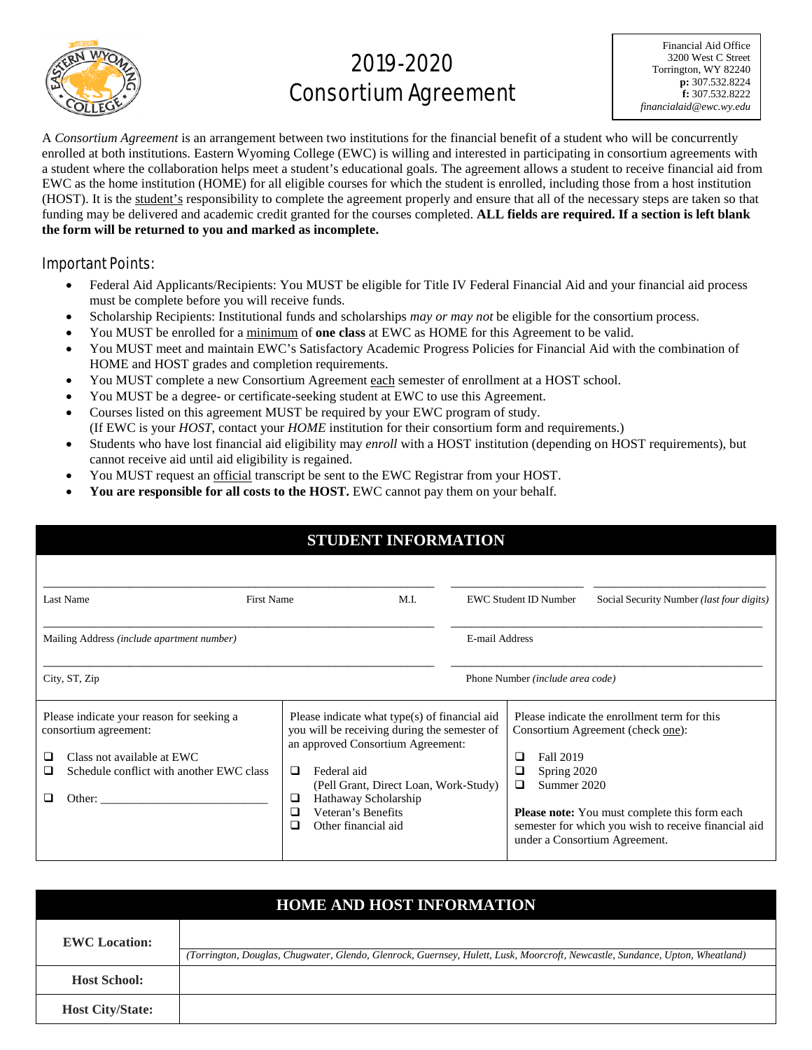# 2019-2020 Consortium Agreement

Financial Aid Office
3200 West C Street
Torrington, WY 82240
**p:** 307.532.8224
**f:** 307.532.8222
*financialaid@ewc.wy.edu*

A *Consortium Agreement* is an arrangement between two institutions for the financial benefit of a student who will be concurrently enrolled at both institutions. Eastern Wyoming College (EWC) is willing and interested in participating in consortium agreements with a student where the collaboration helps meet a student's educational goals. The agreement allows a student to receive financial aid from EWC as the home institution (HOME) for all eligible courses for which the student is enrolled, including those from a host institution (HOST). It is the student's responsibility to complete the agreement properly and ensure that all of the necessary steps are taken so that funding may be delivered and academic credit granted for the courses completed. **ALL fields are required. If a section is left blank the form will be returned to you and marked as incomplete.**

## Important Points:

- Federal Aid Applicants/Recipients: You MUST be eligible for Title IV Federal Financial Aid and your financial aid process must be complete before you will receive funds.
- Scholarship Recipients: Institutional funds and scholarships *may or may not* be eligible for the consortium process.
- You MUST be enrolled for a minimum of **one class** at EWC as HOME for this Agreement to be valid.
- You MUST meet and maintain EWC's Satisfactory Academic Progress Policies for Financial Aid with the combination of HOME and HOST grades and completion requirements.
- You MUST complete a new Consortium Agreement each semester of enrollment at a HOST school.
- You MUST be a degree- or certificate-seeking student at EWC to use this Agreement.
- Courses listed on this agreement MUST be required by your EWC program of study.
  (If EWC is your *HOST*, contact your *HOME* institution for their consortium form and requirements.)
- Students who have lost financial aid eligibility may *enroll* with a HOST institution (depending on HOST requirements), but cannot receive aid until aid eligibility is regained.
- You MUST request an official transcript be sent to the EWC Registrar from your HOST.
- **You are responsible for all costs to the HOST.** EWC cannot pay them on your behalf.

## STUDENT INFORMATION

| | | | | |
|---|---|---|---|---|
| Last Name | First Name | M.I. | EWC Student ID Number | Social Security Number *(last four digits)* |
| Mailing Address *(include apartment number)* | | | E-mail Address | |
| City, ST, Zip | | | Phone Number *(include area code)* | |

| Please indicate your reason for seeking a consortium agreement: | Please indicate what type(s) of financial aid you will be receiving during the semester of an approved Consortium Agreement: | Please indicate the enrollment term for this Consortium Agreement (check one): |
|---|---|---|
| ❑ Class not available at EWC<br>❑ Schedule conflict with another EWC class<br>❑ Other: ___________________________ | ❑ Federal aid (Pell Grant, Direct Loan, Work-Study)<br>❑ Hathaway Scholarship<br>❑ Veteran's Benefits<br>❑ Other financial aid | ❑ Fall 2019<br>❑ Spring 2020<br>❑ Summer 2020<br><br>**Please note:** You must complete this form each semester for which you wish to receive financial aid under a Consortium Agreement. |

## HOME AND HOST INFORMATION

| | |
|---|---|
| **EWC Location:** | *(Torrington, Douglas, Chugwater, Glendo, Glenrock, Guernsey, Hulett, Lusk, Moorcroft, Newcastle, Sundance, Upton, Wheatland)* |
| **Host School:** | |
| **Host City/State:** | |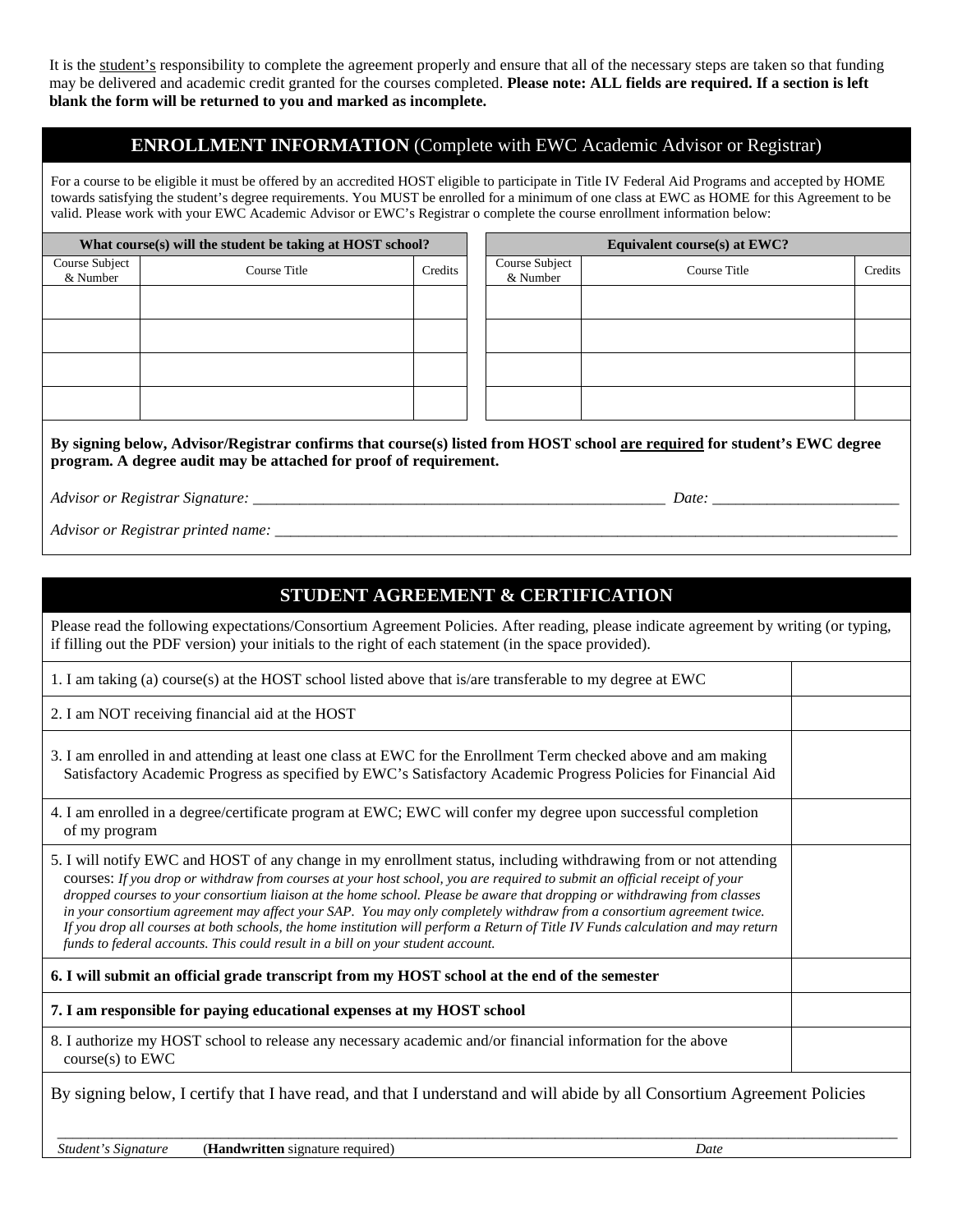It is the student's responsibility to complete the agreement properly and ensure that all of the necessary steps are taken so that funding may be delivered and academic credit granted for the courses completed. **Please note: ALL fields are required. If a section is left blank the form will be returned to you and marked as incomplete.**

## **ENROLLMENT INFORMATION** (Complete with EWC Academic Advisor or Registrar)

For a course to be eligible it must be offered by an accredited HOST eligible to participate in Title IV Federal Aid Programs and accepted by HOME towards satisfying the student's degree requirements. You MUST be enrolled for a minimum of one class at EWC as HOME for this Agreement to be valid. Please work with your EWC Academic Advisor or EWC's Registrar o complete the course enrollment information below:

| **What course(s) will the student be taking at HOST school?** | | |
|---|---|---|
| Course Subject & Number | Course Title | Credits |
| | | |
| | | |
| | | |
| | | |

| **Equivalent course(s) at EWC?** | | |
|---|---|---|
| Course Subject & Number | Course Title | Credits |
| | | |
| | | |
| | | |
| | | |

**By signing below, Advisor/Registrar confirms that course(s) listed from HOST school are required for student's EWC degree program. A degree audit may be attached for proof of requirement.**

*Advisor or Registrar Signature:* ______________________________________________________ *Date:* ________________________

*Advisor or Registrar printed name:* ______________________________________________________________________________

## **STUDENT AGREEMENT & CERTIFICATION**

Please read the following expectations/Consortium Agreement Policies. After reading, please indicate agreement by writing (or typing, if filling out the PDF version) your initials to the right of each statement (in the space provided).

| Statement | Initials |
|---|---|
| 1. I am taking (a) course(s) at the HOST school listed above that is/are transferable to my degree at EWC | |
| 2. I am NOT receiving financial aid at the HOST | |
| 3. I am enrolled in and attending at least one class at EWC for the Enrollment Term checked above and am making Satisfactory Academic Progress as specified by EWC's Satisfactory Academic Progress Policies for Financial Aid | |
| 4. I am enrolled in a degree/certificate program at EWC; EWC will confer my degree upon successful completion of my program | |
| 5. I will notify EWC and HOST of any change in my enrollment status, including withdrawing from or not attending courses: *If you drop or withdraw from courses at your host school, you are required to submit an official receipt of your dropped courses to your consortium liaison at the home school. Please be aware that dropping or withdrawing from classes in your consortium agreement may affect your SAP. You may only completely withdraw from a consortium agreement twice. If you drop all courses at both schools, the home institution will perform a Return of Title IV Funds calculation and may return funds to federal accounts. This could result in a bill on your student account.* | |
| **6. I will submit an official grade transcript from my HOST school at the end of the semester** | |
| **7. I am responsible for paying educational expenses at my HOST school** | |
| 8. I authorize my HOST school to release any necessary academic and/or financial information for the above course(s) to EWC | |

By signing below, I certify that I have read, and that I understand and will abide by all Consortium Agreement Policies

_____________________________________________________________________________________________

*Student's Signature* (**Handwritten** signature required) *Date*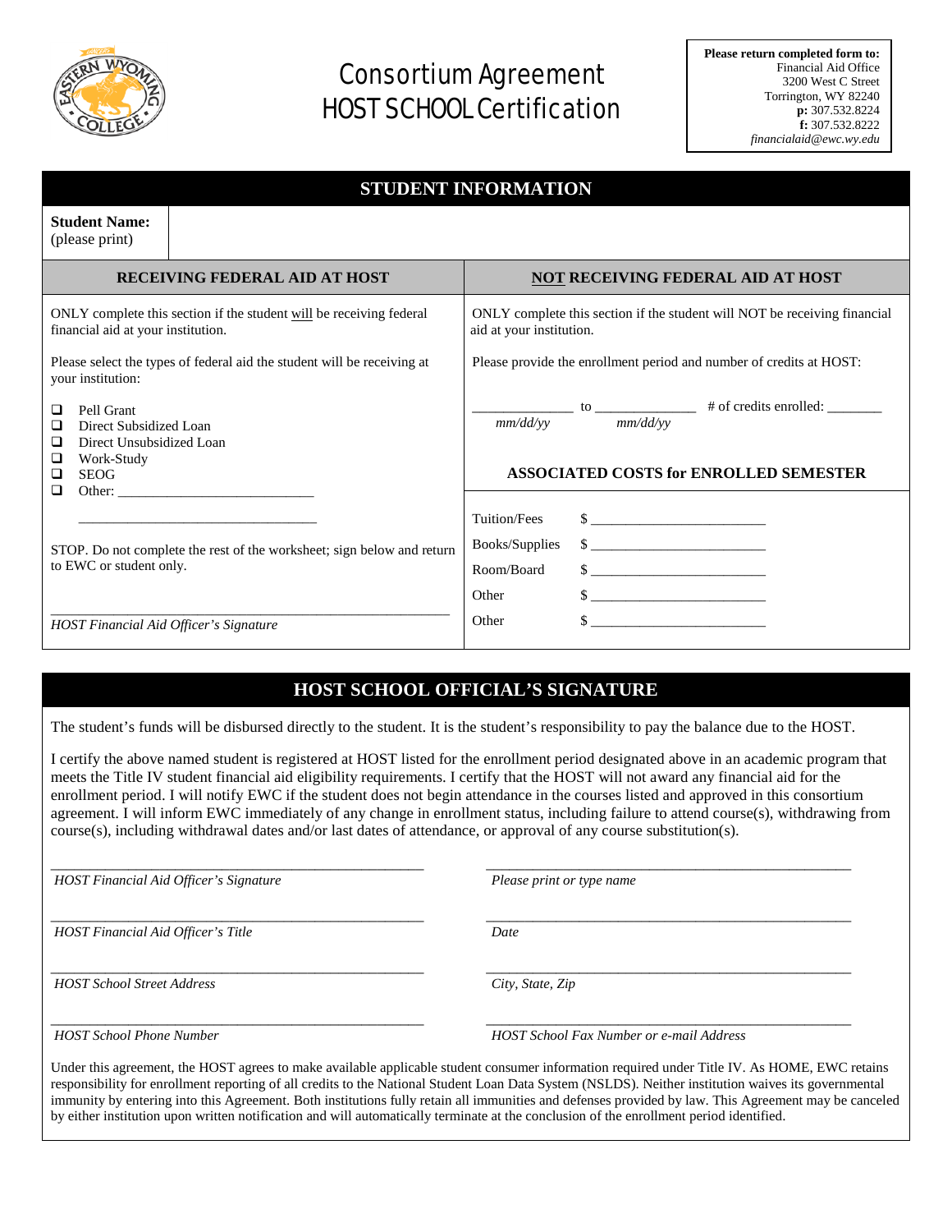# Consortium Agreement HOST SCHOOL Certification

**Please return completed form to:**
Financial Aid Office
3200 West C Street
Torrington, WY 82240
**p:** 307.532.8224
**f:** 307.532.8222
*financialaid@ewc.wy.edu*

## STUDENT INFORMATION

**Student Name:** (please print)

| RECEIVING FEDERAL AID AT HOST | NOT RECEIVING FEDERAL AID AT HOST |
|---|---|
| ONLY complete this section if the student will be receiving federal financial aid at your institution. | ONLY complete this section if the student will NOT be receiving financial aid at your institution. |
| Please select the types of federal aid the student will be receiving at your institution: | Please provide the enrollment period and number of credits at HOST: |

**RECEIVING FEDERAL AID AT HOST**

- ❑ Pell Grant
- ❑ Direct Subsidized Loan
- ❑ Direct Unsubsidized Loan
- ❑ Work-Study
- ❑ SEOG
- ❑ Other: ___________________________

___________________________________

STOP. Do not complete the rest of the worksheet; sign below and return to EWC or student only.

_______________________________________________
*HOST Financial Aid Officer's Signature*

**NOT RECEIVING FEDERAL AID AT HOST**

______________ to ______________ # of credits enrolled: ________
*mm/dd/yy* *mm/dd/yy*

**ASSOCIATED COSTS for ENROLLED SEMESTER**

| | |
|---|---|
| Tuition/Fees | $ ________________________ |
| Books/Supplies | $ ________________________ |
| Room/Board | $ ________________________ |
| Other | $ ________________________ |
| Other | $ ________________________ |

## HOST SCHOOL OFFICIAL'S SIGNATURE

The student's funds will be disbursed directly to the student. It is the student's responsibility to pay the balance due to the HOST.

I certify the above named student is registered at HOST listed for the enrollment period designated above in an academic program that meets the Title IV student financial aid eligibility requirements. I certify that the HOST will not award any financial aid for the enrollment period. I will notify EWC if the student does not begin attendance in the courses listed and approved in this consortium agreement. I will inform EWC immediately of any change in enrollment status, including failure to attend course(s), withdrawing from course(s), including withdrawal dates and/or last dates of attendance, or approval of any course substitution(s).

| | |
|---|---|
| _________________________________ *HOST Financial Aid Officer's Signature* | _________________________________ *Please print or type name* |
| _________________________________ *HOST Financial Aid Officer's Title* | _________________________________ *Date* |
| _________________________________ *HOST School Street Address* | _________________________________ *City, State, Zip* |
| _________________________________ *HOST School Phone Number* | _________________________________ *HOST School Fax Number or e-mail Address* |

Under this agreement, the HOST agrees to make available applicable student consumer information required under Title IV. As HOME, EWC retains responsibility for enrollment reporting of all credits to the National Student Loan Data System (NSLDS). Neither institution waives its governmental immunity by entering into this Agreement. Both institutions fully retain all immunities and defenses provided by law. This Agreement may be canceled by either institution upon written notification and will automatically terminate at the conclusion of the enrollment period identified.